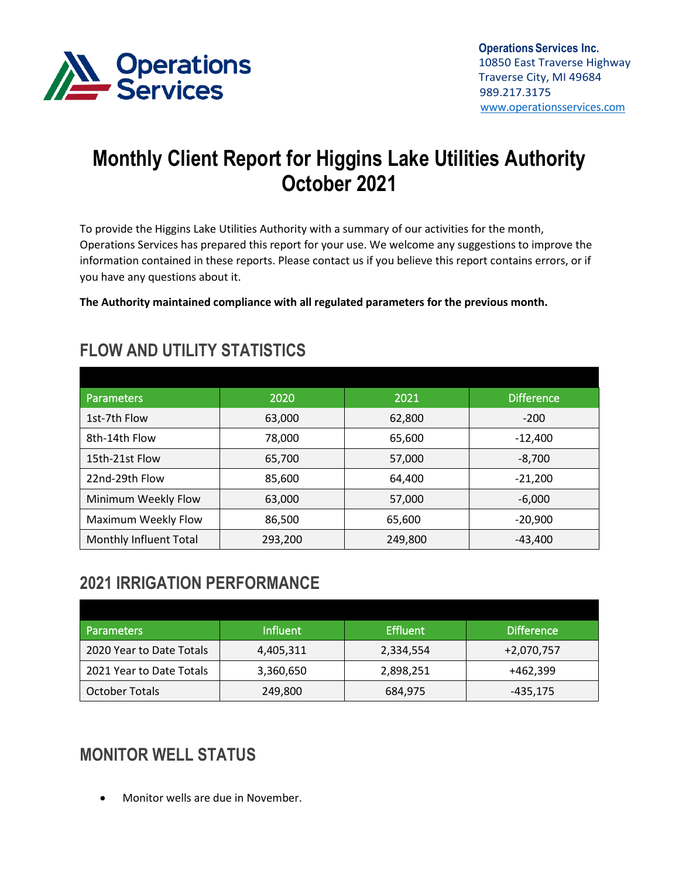**Operations Services Inc.**
10850 East Traverse Highway
Traverse City, MI 49684
989.217.3175
www.operationsservices.com

# Monthly Client Report for Higgins Lake Utilities Authority October 2021

To provide the Higgins Lake Utilities Authority with a summary of our activities for the month, Operations Services has prepared this report for your use. We welcome any suggestions to improve the information contained in these reports. Please contact us if you believe this report contains errors, or if you have any questions about it.

**The Authority maintained compliance with all regulated parameters for the previous month.**

## FLOW AND UTILITY STATISTICS

| Parameters | 2020 | 2021 | Difference |
|---|---|---|---|
| 1st-7th Flow | 63,000 | 62,800 | -200 |
| 8th-14th Flow | 78,000 | 65,600 | -12,400 |
| 15th-21st Flow | 65,700 | 57,000 | -8,700 |
| 22nd-29th Flow | 85,600 | 64,400 | -21,200 |
| Minimum Weekly Flow | 63,000 | 57,000 | -6,000 |
| Maximum Weekly Flow | 86,500 | 65,600 | -20,900 |
| Monthly Influent Total | 293,200 | 249,800 | -43,400 |

## 2021 IRRIGATION PERFORMANCE

| Parameters | Influent | Effluent | Difference |
|---|---|---|---|
| 2020 Year to Date Totals | 4,405,311 | 2,334,554 | +2,070,757 |
| 2021 Year to Date Totals | 3,360,650 | 2,898,251 | +462,399 |
| October Totals | 249,800 | 684,975 | -435,175 |

## MONITOR WELL STATUS

- Monitor wells are due in November.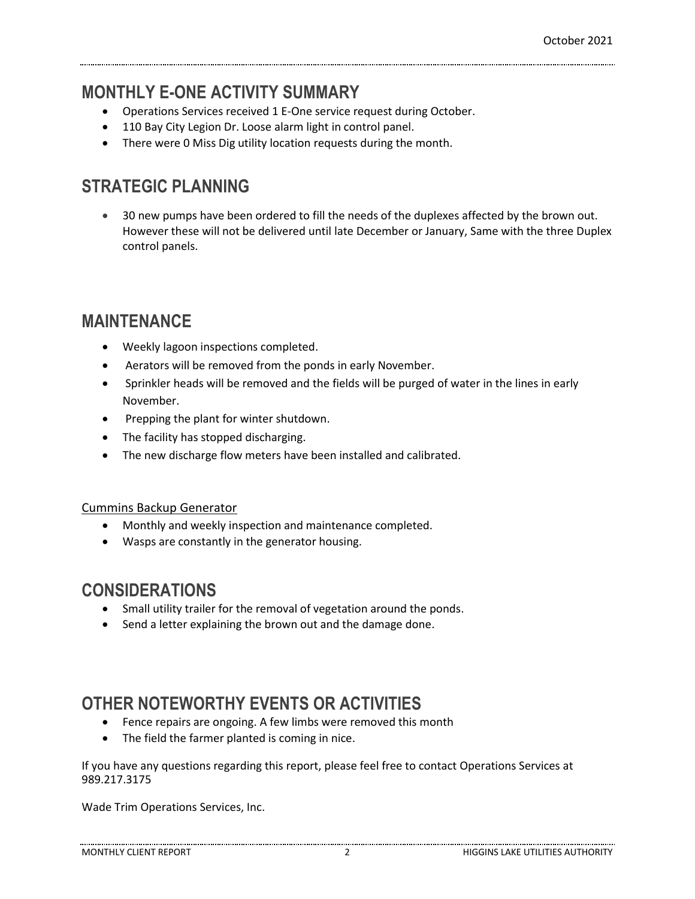## MONTHLY E-ONE ACTIVITY SUMMARY

- Operations Services received 1 E-One service request during October.
- 110 Bay City Legion Dr. Loose alarm light in control panel.
- There were 0 Miss Dig utility location requests during the month.

## STRATEGIC PLANNING

- 30 new pumps have been ordered to fill the needs of the duplexes affected by the brown out. However these will not be delivered until late December or January, Same with the three Duplex control panels.

## MAINTENANCE

- Weekly lagoon inspections completed.
- Aerators will be removed from the ponds in early November.
- Sprinkler heads will be removed and the fields will be purged of water in the lines in early November.
- Prepping the plant for winter shutdown.
- The facility has stopped discharging.
- The new discharge flow meters have been installed and calibrated.

Cummins Backup Generator

- Monthly and weekly inspection and maintenance completed.
- Wasps are constantly in the generator housing.

## CONSIDERATIONS

- Small utility trailer for the removal of vegetation around the ponds.
- Send a letter explaining the brown out and the damage done.

## OTHER NOTEWORTHY EVENTS OR ACTIVITIES

- Fence repairs are ongoing. A few limbs were removed this month
- The field the farmer planted is coming in nice.

If you have any questions regarding this report, please feel free to contact Operations Services at 989.217.3175

Wade Trim Operations Services, Inc.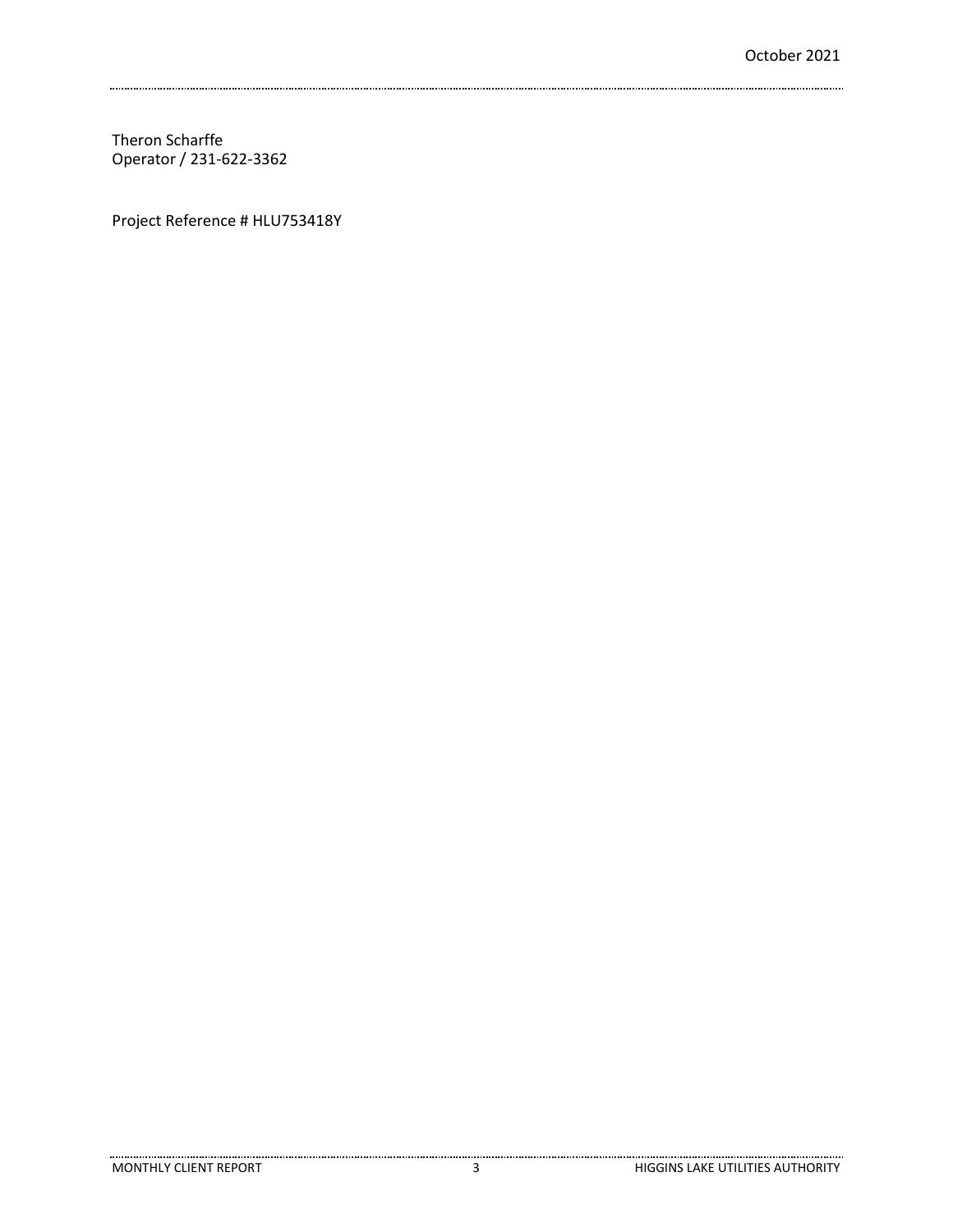Theron Scharffe
Operator / 231-622-3362

Project Reference # HLU753418Y